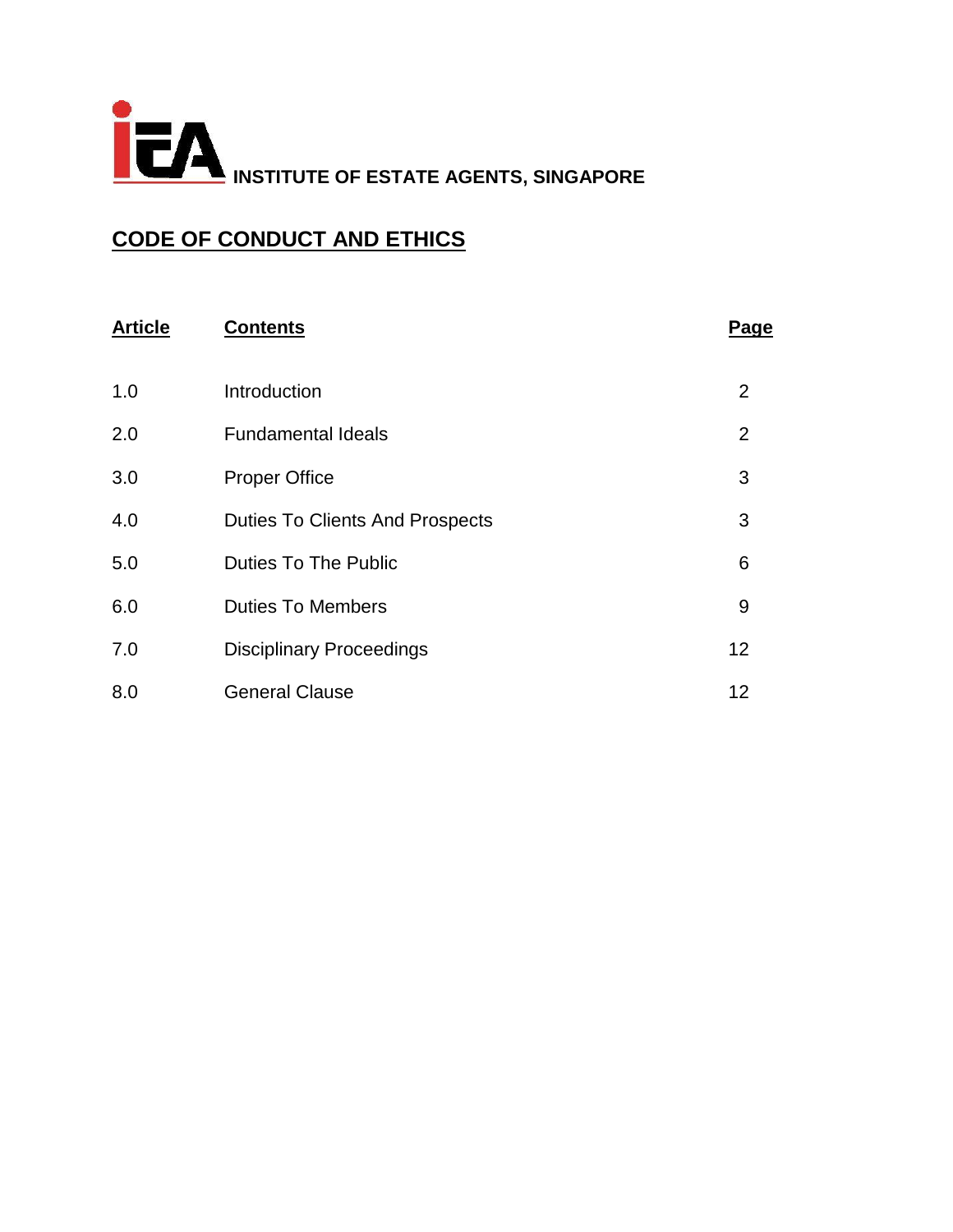**INSTITUTE OF ESTATE AGENTS, SINGAPORE**

# CODE OF CONDUCT AND ETHICS

| Article | Contents | Page |
|---|---|---|
| 1.0 | Introduction | 2 |
| 2.0 | Fundamental Ideals | 2 |
| 3.0 | Proper Office | 3 |
| 4.0 | Duties To Clients And Prospects | 3 |
| 5.0 | Duties To The Public | 6 |
| 6.0 | Duties To Members | 9 |
| 7.0 | Disciplinary Proceedings | 12 |
| 8.0 | General Clause | 12 |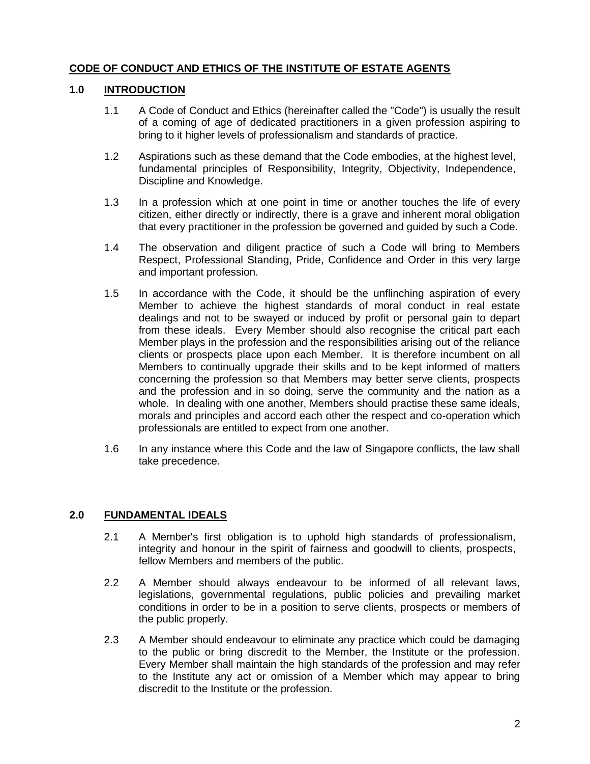# CODE OF CONDUCT AND ETHICS OF THE INSTITUTE OF ESTATE AGENTS

## 1.0 INTRODUCTION

1.1 A Code of Conduct and Ethics (hereinafter called the "Code") is usually the result of a coming of age of dedicated practitioners in a given profession aspiring to bring to it higher levels of professionalism and standards of practice.

1.2 Aspirations such as these demand that the Code embodies, at the highest level, fundamental principles of Responsibility, Integrity, Objectivity, Independence, Discipline and Knowledge.

1.3 In a profession which at one point in time or another touches the life of every citizen, either directly or indirectly, there is a grave and inherent moral obligation that every practitioner in the profession be governed and guided by such a Code.

1.4 The observation and diligent practice of such a Code will bring to Members Respect, Professional Standing, Pride, Confidence and Order in this very large and important profession.

1.5 In accordance with the Code, it should be the unflinching aspiration of every Member to achieve the highest standards of moral conduct in real estate dealings and not to be swayed or induced by profit or personal gain to depart from these ideals. Every Member should also recognise the critical part each Member plays in the profession and the responsibilities arising out of the reliance clients or prospects place upon each Member. It is therefore incumbent on all Members to continually upgrade their skills and to be kept informed of matters concerning the profession so that Members may better serve clients, prospects and the profession and in so doing, serve the community and the nation as a whole. In dealing with one another, Members should practise these same ideals, morals and principles and accord each other the respect and co-operation which professionals are entitled to expect from one another.

1.6 In any instance where this Code and the law of Singapore conflicts, the law shall take precedence.

## 2.0 FUNDAMENTAL IDEALS

2.1 A Member's first obligation is to uphold high standards of professionalism, integrity and honour in the spirit of fairness and goodwill to clients, prospects, fellow Members and members of the public.

2.2 A Member should always endeavour to be informed of all relevant laws, legislations, governmental regulations, public policies and prevailing market conditions in order to be in a position to serve clients, prospects or members of the public properly.

2.3 A Member should endeavour to eliminate any practice which could be damaging to the public or bring discredit to the Member, the Institute or the profession. Every Member shall maintain the high standards of the profession and may refer to the Institute any act or omission of a Member which may appear to bring discredit to the Institute or the profession.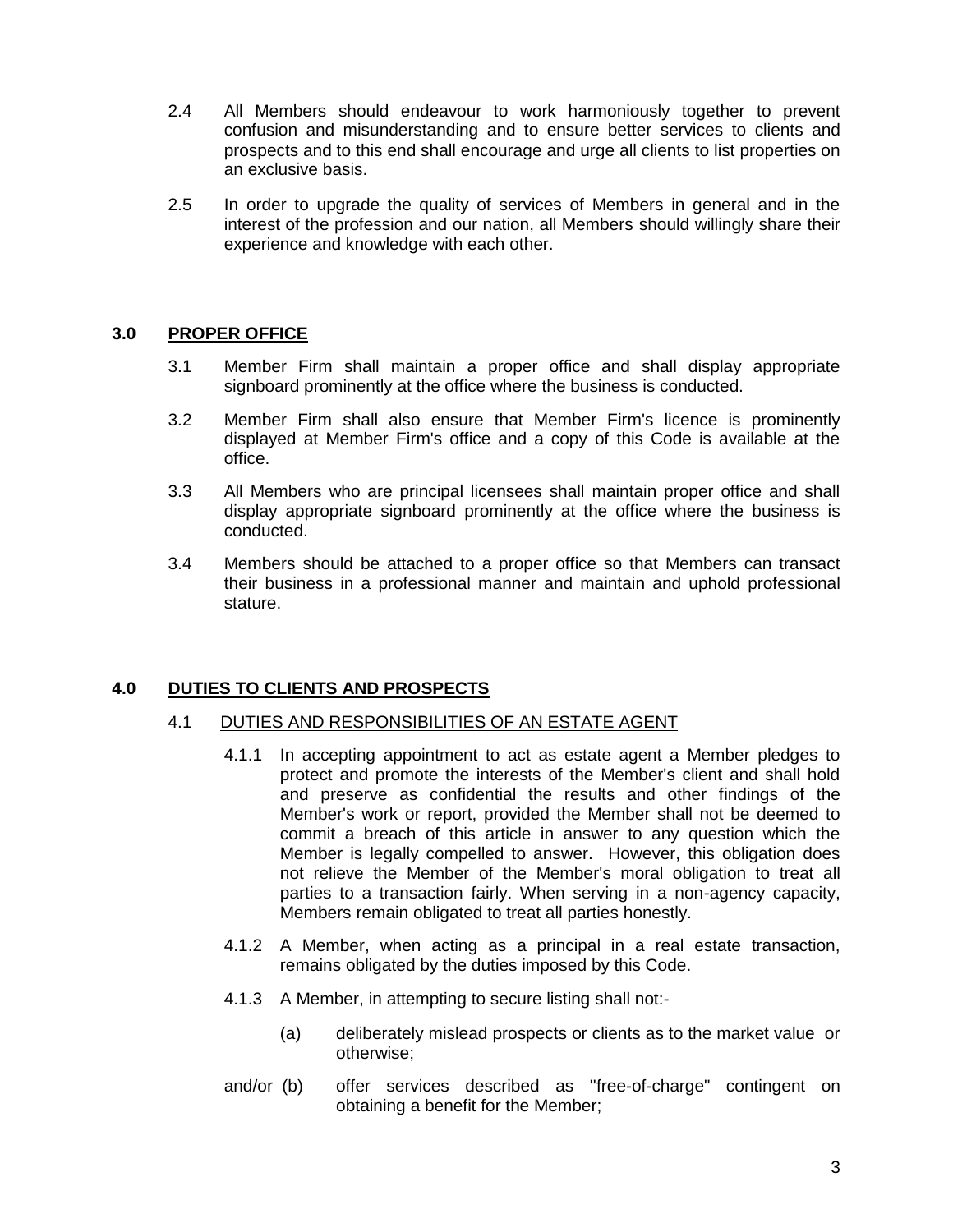2.4 All Members should endeavour to work harmoniously together to prevent confusion and misunderstanding and to ensure better services to clients and prospects and to this end shall encourage and urge all clients to list properties on an exclusive basis.

2.5 In order to upgrade the quality of services of Members in general and in the interest of the profession and our nation, all Members should willingly share their experience and knowledge with each other.

## 3.0 PROPER OFFICE

3.1 Member Firm shall maintain a proper office and shall display appropriate signboard prominently at the office where the business is conducted.

3.2 Member Firm shall also ensure that Member Firm's licence is prominently displayed at Member Firm's office and a copy of this Code is available at the office.

3.3 All Members who are principal licensees shall maintain proper office and shall display appropriate signboard prominently at the office where the business is conducted.

3.4 Members should be attached to a proper office so that Members can transact their business in a professional manner and maintain and uphold professional stature.

## 4.0 DUTIES TO CLIENTS AND PROSPECTS

### 4.1 DUTIES AND RESPONSIBILITIES OF AN ESTATE AGENT

4.1.1 In accepting appointment to act as estate agent a Member pledges to protect and promote the interests of the Member's client and shall hold and preserve as confidential the results and other findings of the Member's work or report, provided the Member shall not be deemed to commit a breach of this article in answer to any question which the Member is legally compelled to answer. However, this obligation does not relieve the Member of the Member's moral obligation to treat all parties to a transaction fairly. When serving in a non-agency capacity, Members remain obligated to treat all parties honestly.

4.1.2 A Member, when acting as a principal in a real estate transaction, remains obligated by the duties imposed by this Code.

4.1.3 A Member, in attempting to secure listing shall not:-

(a) deliberately mislead prospects or clients as to the market value or otherwise;

and/or (b) offer services described as "free-of-charge" contingent on obtaining a benefit for the Member;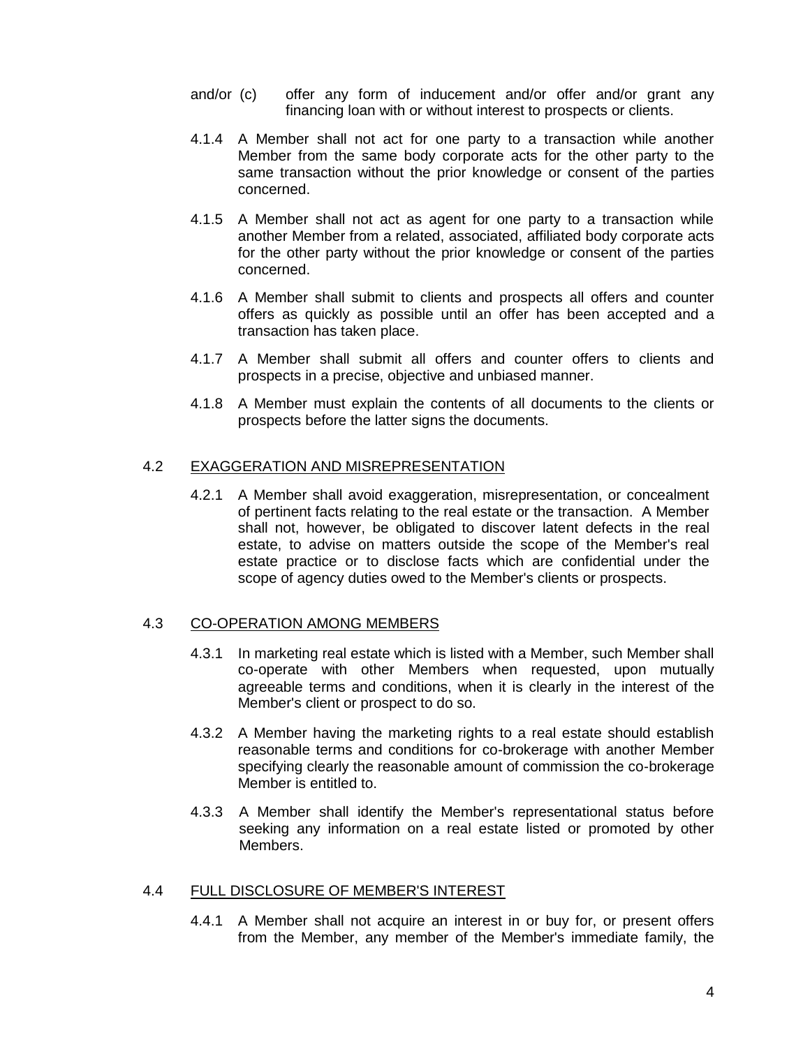and/or (c) offer any form of inducement and/or offer and/or grant any financing loan with or without interest to prospects or clients.

4.1.4 A Member shall not act for one party to a transaction while another Member from the same body corporate acts for the other party to the same transaction without the prior knowledge or consent of the parties concerned.

4.1.5 A Member shall not act as agent for one party to a transaction while another Member from a related, associated, affiliated body corporate acts for the other party without the prior knowledge or consent of the parties concerned.

4.1.6 A Member shall submit to clients and prospects all offers and counter offers as quickly as possible until an offer has been accepted and a transaction has taken place.

4.1.7 A Member shall submit all offers and counter offers to clients and prospects in a precise, objective and unbiased manner.

4.1.8 A Member must explain the contents of all documents to the clients or prospects before the latter signs the documents.

## 4.2 EXAGGERATION AND MISREPRESENTATION

4.2.1 A Member shall avoid exaggeration, misrepresentation, or concealment of pertinent facts relating to the real estate or the transaction. A Member shall not, however, be obligated to discover latent defects in the real estate, to advise on matters outside the scope of the Member's real estate practice or to disclose facts which are confidential under the scope of agency duties owed to the Member's clients or prospects.

## 4.3 CO-OPERATION AMONG MEMBERS

4.3.1 In marketing real estate which is listed with a Member, such Member shall co-operate with other Members when requested, upon mutually agreeable terms and conditions, when it is clearly in the interest of the Member's client or prospect to do so.

4.3.2 A Member having the marketing rights to a real estate should establish reasonable terms and conditions for co-brokerage with another Member specifying clearly the reasonable amount of commission the co-brokerage Member is entitled to.

4.3.3 A Member shall identify the Member's representational status before seeking any information on a real estate listed or promoted by other Members.

## 4.4 FULL DISCLOSURE OF MEMBER'S INTEREST

4.4.1 A Member shall not acquire an interest in or buy for, or present offers from the Member, any member of the Member's immediate family, the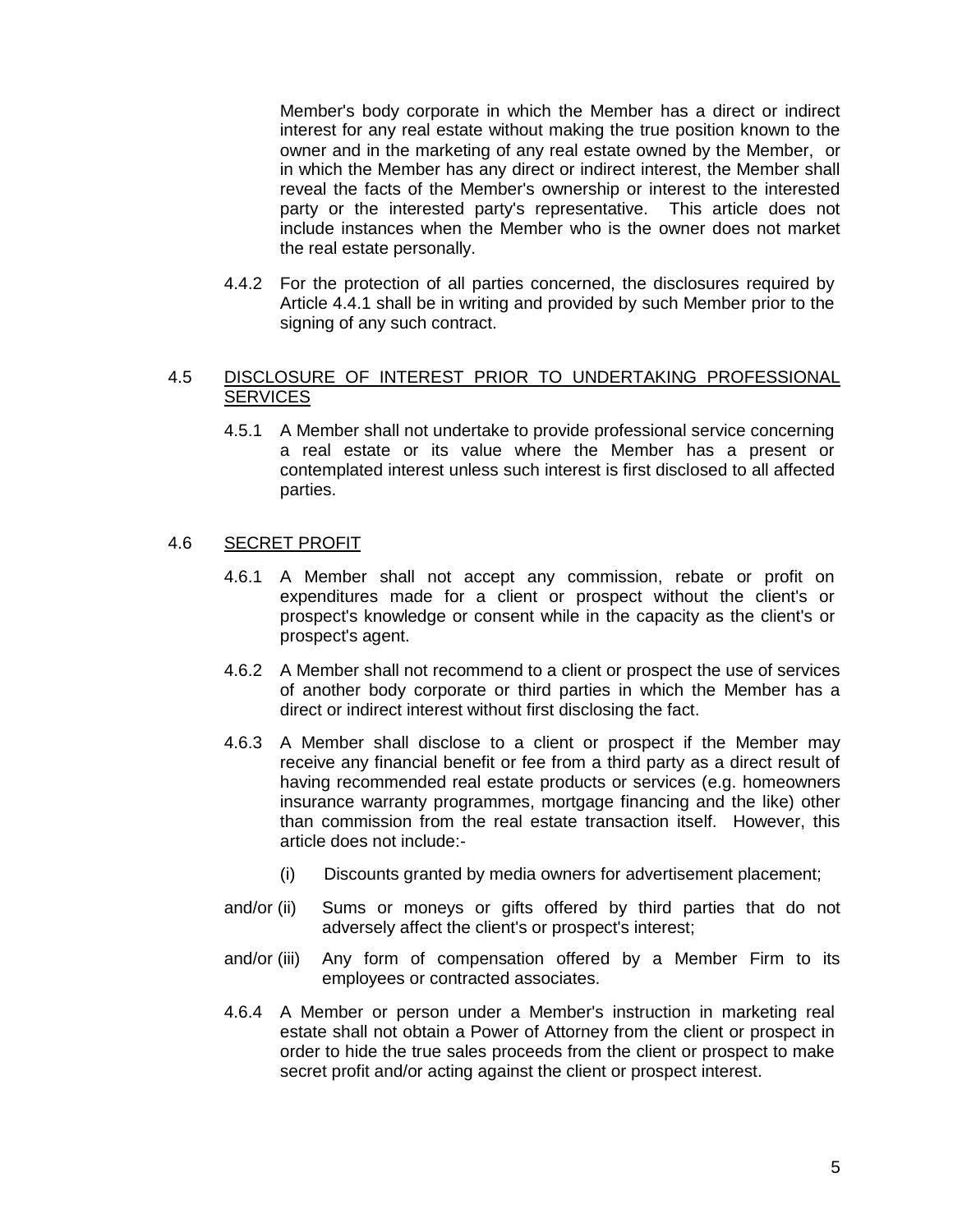Member's body corporate in which the Member has a direct or indirect interest for any real estate without making the true position known to the owner and in the marketing of any real estate owned by the Member, or in which the Member has any direct or indirect interest, the Member shall reveal the facts of the Member's ownership or interest to the interested party or the interested party's representative. This article does not include instances when the Member who is the owner does not market the real estate personally.

4.4.2 For the protection of all parties concerned, the disclosures required by Article 4.4.1 shall be in writing and provided by such Member prior to the signing of any such contract.

## 4.5 DISCLOSURE OF INTEREST PRIOR TO UNDERTAKING PROFESSIONAL SERVICES

4.5.1 A Member shall not undertake to provide professional service concerning a real estate or its value where the Member has a present or contemplated interest unless such interest is first disclosed to all affected parties.

## 4.6 SECRET PROFIT

4.6.1 A Member shall not accept any commission, rebate or profit on expenditures made for a client or prospect without the client's or prospect's knowledge or consent while in the capacity as the client's or prospect's agent.

4.6.2 A Member shall not recommend to a client or prospect the use of services of another body corporate or third parties in which the Member has a direct or indirect interest without first disclosing the fact.

4.6.3 A Member shall disclose to a client or prospect if the Member may receive any financial benefit or fee from a third party as a direct result of having recommended real estate products or services (e.g. homeowners insurance warranty programmes, mortgage financing and the like) other than commission from the real estate transaction itself. However, this article does not include:-

(i) Discounts granted by media owners for advertisement placement;

and/or (ii) Sums or moneys or gifts offered by third parties that do not adversely affect the client's or prospect's interest;

and/or (iii) Any form of compensation offered by a Member Firm to its employees or contracted associates.

4.6.4 A Member or person under a Member's instruction in marketing real estate shall not obtain a Power of Attorney from the client or prospect in order to hide the true sales proceeds from the client or prospect to make secret profit and/or acting against the client or prospect interest.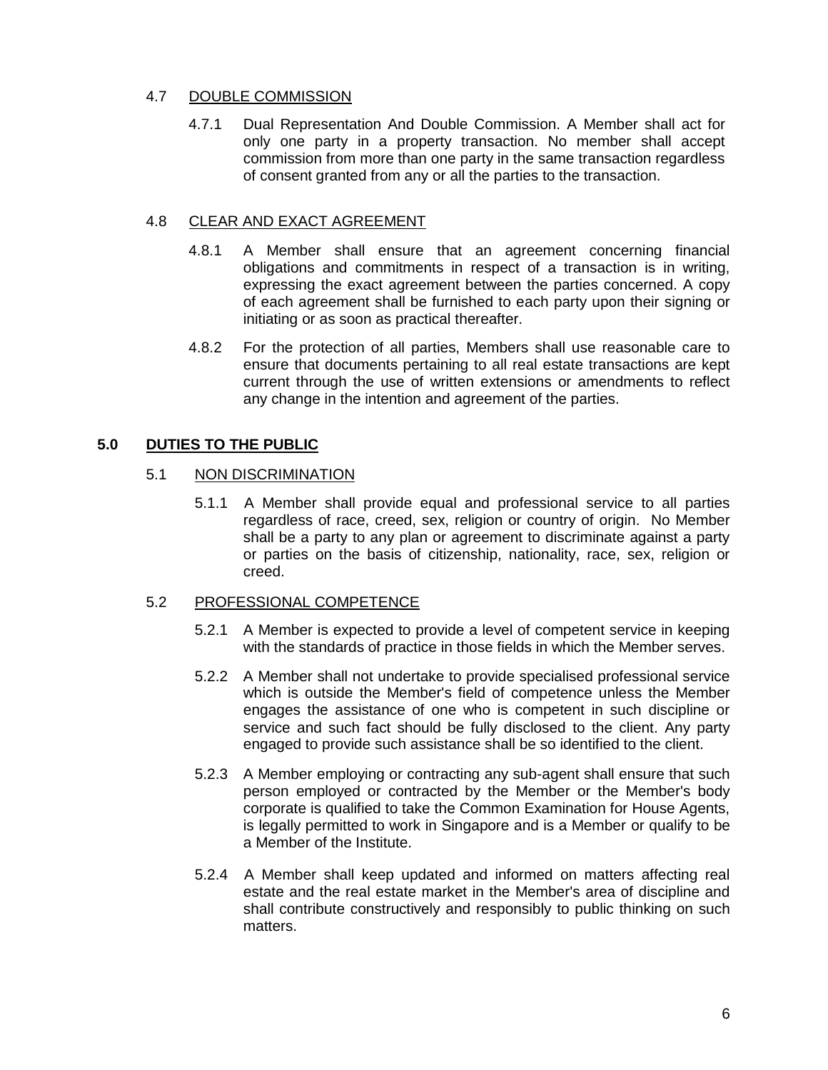### 4.7 DOUBLE COMMISSION

4.7.1 Dual Representation And Double Commission. A Member shall act for only one party in a property transaction. No member shall accept commission from more than one party in the same transaction regardless of consent granted from any or all the parties to the transaction.

### 4.8 CLEAR AND EXACT AGREEMENT

4.8.1 A Member shall ensure that an agreement concerning financial obligations and commitments in respect of a transaction is in writing, expressing the exact agreement between the parties concerned. A copy of each agreement shall be furnished to each party upon their signing or initiating or as soon as practical thereafter.

4.8.2 For the protection of all parties, Members shall use reasonable care to ensure that documents pertaining to all real estate transactions are kept current through the use of written extensions or amendments to reflect any change in the intention and agreement of the parties.

## 5.0 DUTIES TO THE PUBLIC

### 5.1 NON DISCRIMINATION

5.1.1 A Member shall provide equal and professional service to all parties regardless of race, creed, sex, religion or country of origin. No Member shall be a party to any plan or agreement to discriminate against a party or parties on the basis of citizenship, nationality, race, sex, religion or creed.

### 5.2 PROFESSIONAL COMPETENCE

5.2.1 A Member is expected to provide a level of competent service in keeping with the standards of practice in those fields in which the Member serves.

5.2.2 A Member shall not undertake to provide specialised professional service which is outside the Member's field of competence unless the Member engages the assistance of one who is competent in such discipline or service and such fact should be fully disclosed to the client. Any party engaged to provide such assistance shall be so identified to the client.

5.2.3 A Member employing or contracting any sub-agent shall ensure that such person employed or contracted by the Member or the Member's body corporate is qualified to take the Common Examination for House Agents, is legally permitted to work in Singapore and is a Member or qualify to be a Member of the Institute.

5.2.4 A Member shall keep updated and informed on matters affecting real estate and the real estate market in the Member's area of discipline and shall contribute constructively and responsibly to public thinking on such matters.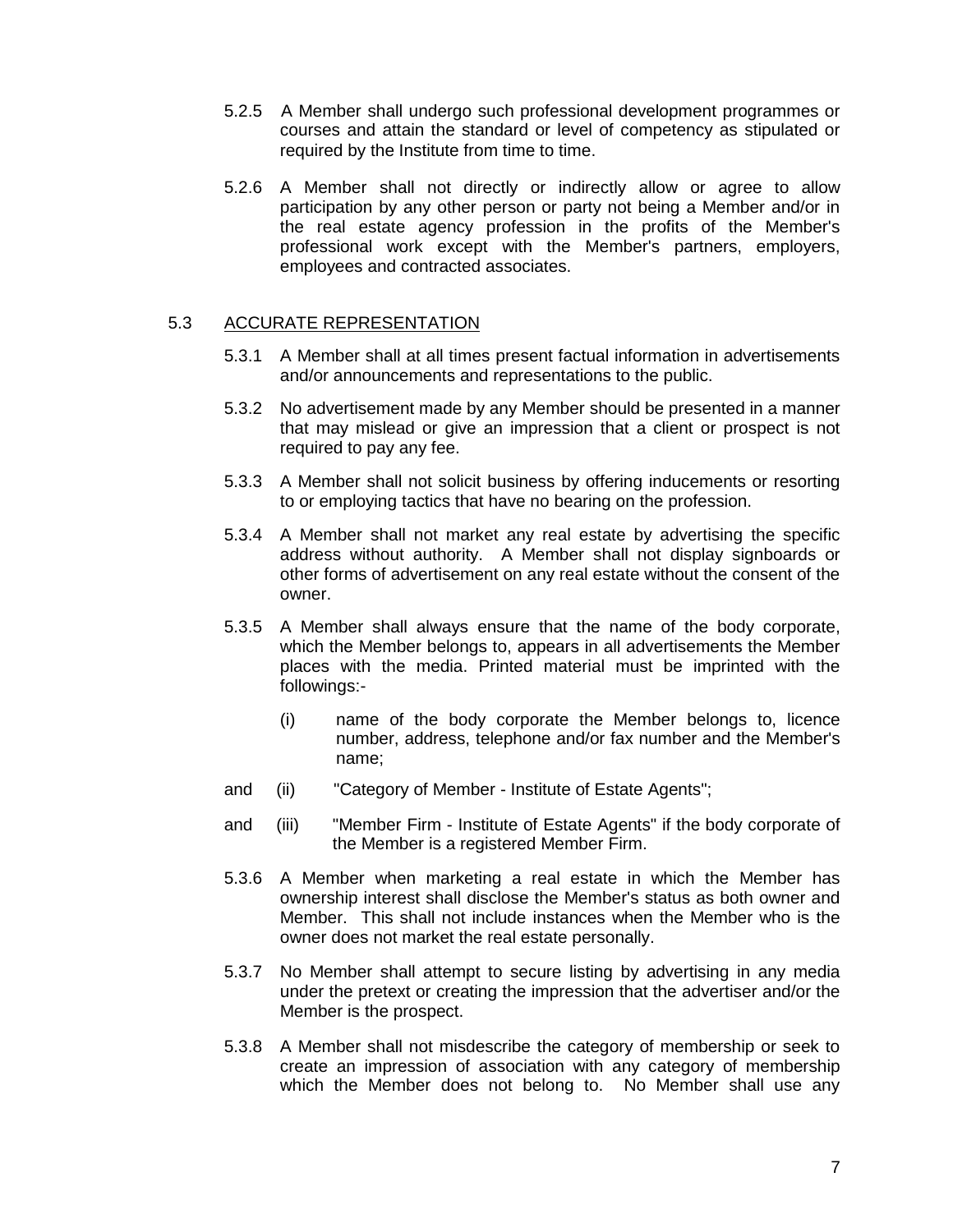5.2.5 A Member shall undergo such professional development programmes or courses and attain the standard or level of competency as stipulated or required by the Institute from time to time.

5.2.6 A Member shall not directly or indirectly allow or agree to allow participation by any other person or party not being a Member and/or in the real estate agency profession in the profits of the Member's professional work except with the Member's partners, employers, employees and contracted associates.

5.3 <u>ACCURATE REPRESENTATION</u>

5.3.1 A Member shall at all times present factual information in advertisements and/or announcements and representations to the public.

5.3.2 No advertisement made by any Member should be presented in a manner that may mislead or give an impression that a client or prospect is not required to pay any fee.

5.3.3 A Member shall not solicit business by offering inducements or resorting to or employing tactics that have no bearing on the profession.

5.3.4 A Member shall not market any real estate by advertising the specific address without authority. A Member shall not display signboards or other forms of advertisement on any real estate without the consent of the owner.

5.3.5 A Member shall always ensure that the name of the body corporate, which the Member belongs to, appears in all advertisements the Member places with the media. Printed material must be imprinted with the followings:-

(i) name of the body corporate the Member belongs to, licence number, address, telephone and/or fax number and the Member's name;

and (ii) "Category of Member - Institute of Estate Agents";

and (iii) "Member Firm - Institute of Estate Agents" if the body corporate of the Member is a registered Member Firm.

5.3.6 A Member when marketing a real estate in which the Member has ownership interest shall disclose the Member's status as both owner and Member. This shall not include instances when the Member who is the owner does not market the real estate personally.

5.3.7 No Member shall attempt to secure listing by advertising in any media under the pretext or creating the impression that the advertiser and/or the Member is the prospect.

5.3.8 A Member shall not misdescribe the category of membership or seek to create an impression of association with any category of membership which the Member does not belong to. No Member shall use any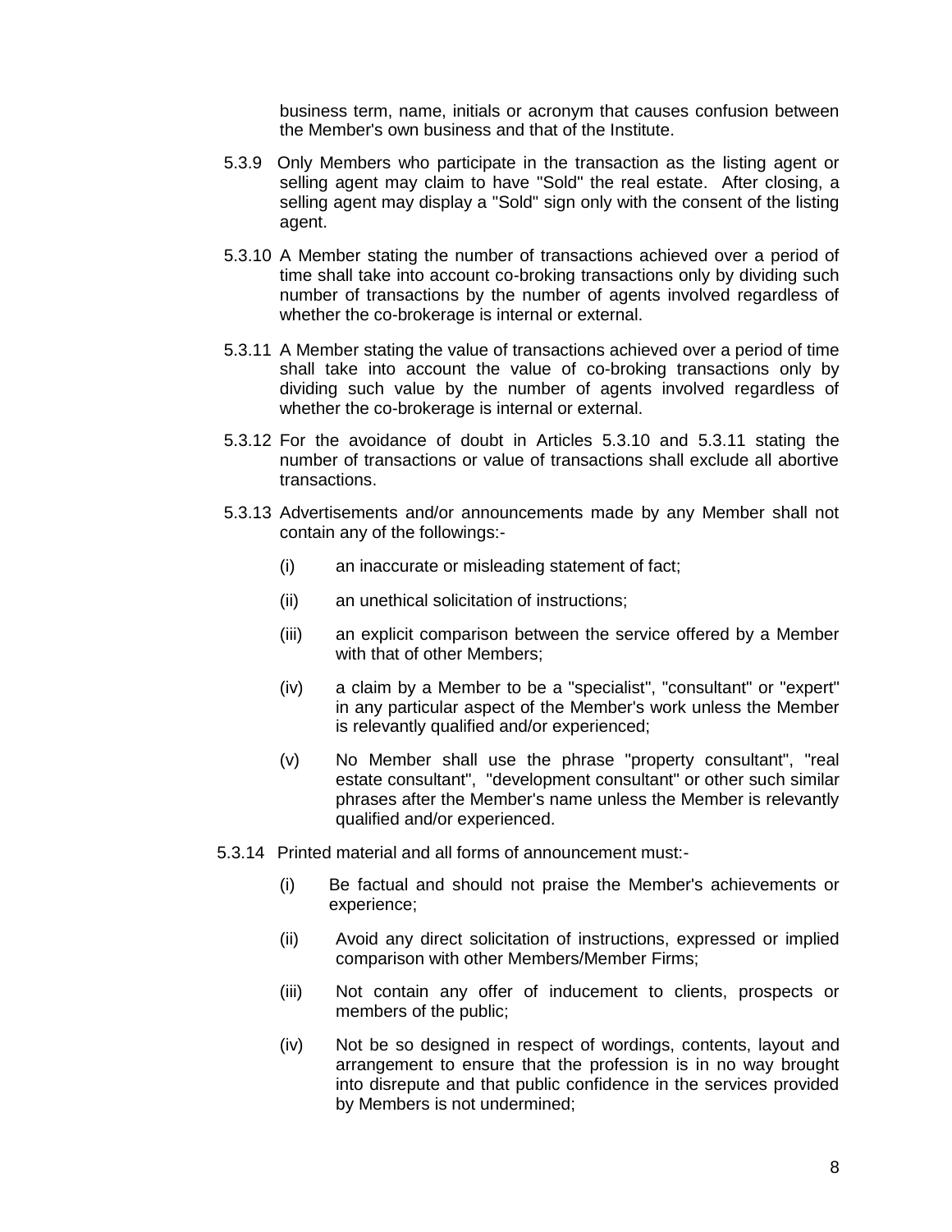business term, name, initials or acronym that causes confusion between the Member's own business and that of the Institute.

5.3.9 Only Members who participate in the transaction as the listing agent or selling agent may claim to have "Sold" the real estate. After closing, a selling agent may display a "Sold" sign only with the consent of the listing agent.

5.3.10 A Member stating the number of transactions achieved over a period of time shall take into account co-broking transactions only by dividing such number of transactions by the number of agents involved regardless of whether the co-brokerage is internal or external.

5.3.11 A Member stating the value of transactions achieved over a period of time shall take into account the value of co-broking transactions only by dividing such value by the number of agents involved regardless of whether the co-brokerage is internal or external.

5.3.12 For the avoidance of doubt in Articles 5.3.10 and 5.3.11 stating the number of transactions or value of transactions shall exclude all abortive transactions.

5.3.13 Advertisements and/or announcements made by any Member shall not contain any of the followings:-

(i) an inaccurate or misleading statement of fact;

(ii) an unethical solicitation of instructions;

(iii) an explicit comparison between the service offered by a Member with that of other Members;

(iv) a claim by a Member to be a "specialist", "consultant" or "expert" in any particular aspect of the Member's work unless the Member is relevantly qualified and/or experienced;

(v) No Member shall use the phrase "property consultant", "real estate consultant", "development consultant" or other such similar phrases after the Member's name unless the Member is relevantly qualified and/or experienced.

5.3.14 Printed material and all forms of announcement must:-

(i) Be factual and should not praise the Member's achievements or experience;

(ii) Avoid any direct solicitation of instructions, expressed or implied comparison with other Members/Member Firms;

(iii) Not contain any offer of inducement to clients, prospects or members of the public;

(iv) Not be so designed in respect of wordings, contents, layout and arrangement to ensure that the profession is in no way brought into disrepute and that public confidence in the services provided by Members is not undermined;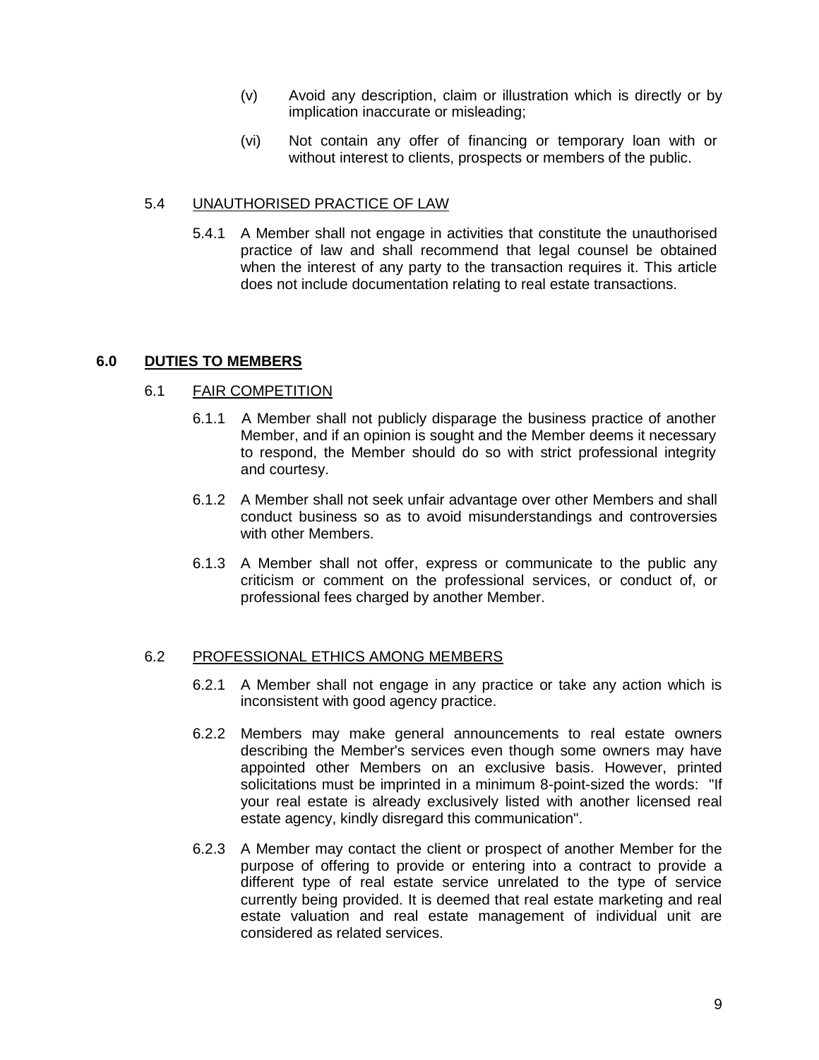(v) Avoid any description, claim or illustration which is directly or by implication inaccurate or misleading;

(vi) Not contain any offer of financing or temporary loan with or without interest to clients, prospects or members of the public.

5.4 UNAUTHORISED PRACTICE OF LAW

5.4.1 A Member shall not engage in activities that constitute the unauthorised practice of law and shall recommend that legal counsel be obtained when the interest of any party to the transaction requires it. This article does not include documentation relating to real estate transactions.

## 6.0 DUTIES TO MEMBERS

6.1 FAIR COMPETITION

6.1.1 A Member shall not publicly disparage the business practice of another Member, and if an opinion is sought and the Member deems it necessary to respond, the Member should do so with strict professional integrity and courtesy.

6.1.2 A Member shall not seek unfair advantage over other Members and shall conduct business so as to avoid misunderstandings and controversies with other Members.

6.1.3 A Member shall not offer, express or communicate to the public any criticism or comment on the professional services, or conduct of, or professional fees charged by another Member.

6.2 PROFESSIONAL ETHICS AMONG MEMBERS

6.2.1 A Member shall not engage in any practice or take any action which is inconsistent with good agency practice.

6.2.2 Members may make general announcements to real estate owners describing the Member's services even though some owners may have appointed other Members on an exclusive basis. However, printed solicitations must be imprinted in a minimum 8-point-sized the words: "If your real estate is already exclusively listed with another licensed real estate agency, kindly disregard this communication".

6.2.3 A Member may contact the client or prospect of another Member for the purpose of offering to provide or entering into a contract to provide a different type of real estate service unrelated to the type of service currently being provided. It is deemed that real estate marketing and real estate valuation and real estate management of individual unit are considered as related services.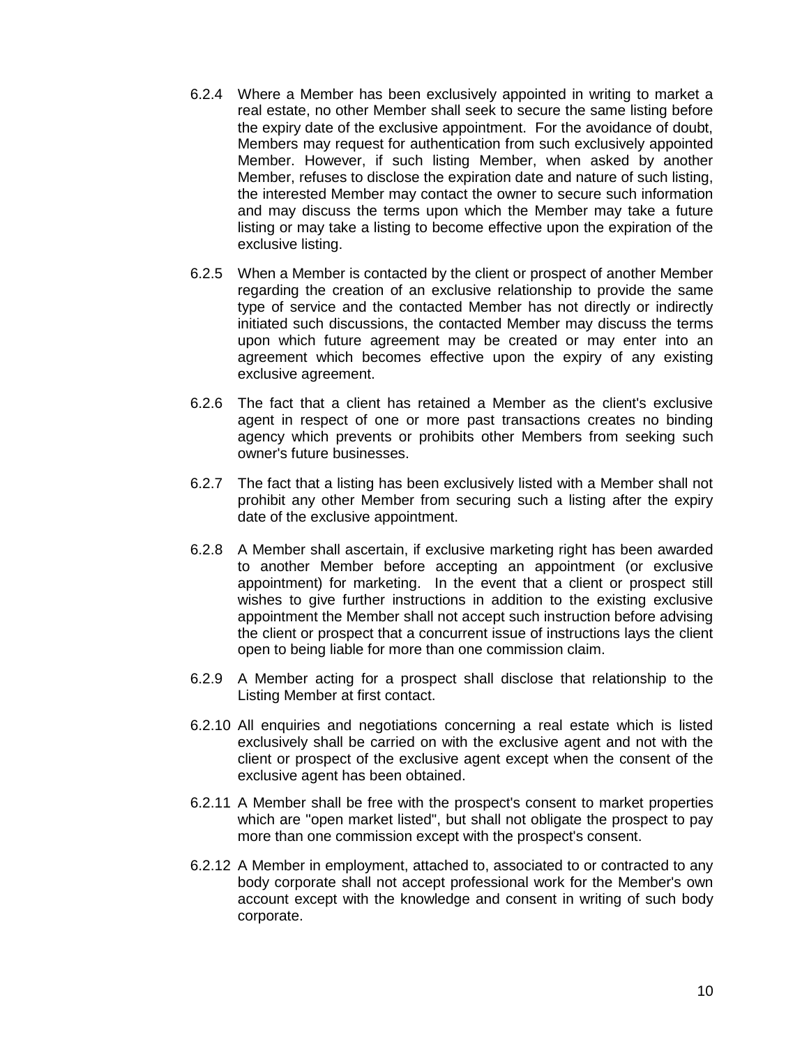6.2.4 Where a Member has been exclusively appointed in writing to market a real estate, no other Member shall seek to secure the same listing before the expiry date of the exclusive appointment. For the avoidance of doubt, Members may request for authentication from such exclusively appointed Member. However, if such listing Member, when asked by another Member, refuses to disclose the expiration date and nature of such listing, the interested Member may contact the owner to secure such information and may discuss the terms upon which the Member may take a future listing or may take a listing to become effective upon the expiration of the exclusive listing.

6.2.5 When a Member is contacted by the client or prospect of another Member regarding the creation of an exclusive relationship to provide the same type of service and the contacted Member has not directly or indirectly initiated such discussions, the contacted Member may discuss the terms upon which future agreement may be created or may enter into an agreement which becomes effective upon the expiry of any existing exclusive agreement.

6.2.6 The fact that a client has retained a Member as the client's exclusive agent in respect of one or more past transactions creates no binding agency which prevents or prohibits other Members from seeking such owner's future businesses.

6.2.7 The fact that a listing has been exclusively listed with a Member shall not prohibit any other Member from securing such a listing after the expiry date of the exclusive appointment.

6.2.8 A Member shall ascertain, if exclusive marketing right has been awarded to another Member before accepting an appointment (or exclusive appointment) for marketing. In the event that a client or prospect still wishes to give further instructions in addition to the existing exclusive appointment the Member shall not accept such instruction before advising the client or prospect that a concurrent issue of instructions lays the client open to being liable for more than one commission claim.

6.2.9 A Member acting for a prospect shall disclose that relationship to the Listing Member at first contact.

6.2.10 All enquiries and negotiations concerning a real estate which is listed exclusively shall be carried on with the exclusive agent and not with the client or prospect of the exclusive agent except when the consent of the exclusive agent has been obtained.

6.2.11 A Member shall be free with the prospect's consent to market properties which are "open market listed", but shall not obligate the prospect to pay more than one commission except with the prospect's consent.

6.2.12 A Member in employment, attached to, associated to or contracted to any body corporate shall not accept professional work for the Member's own account except with the knowledge and consent in writing of such body corporate.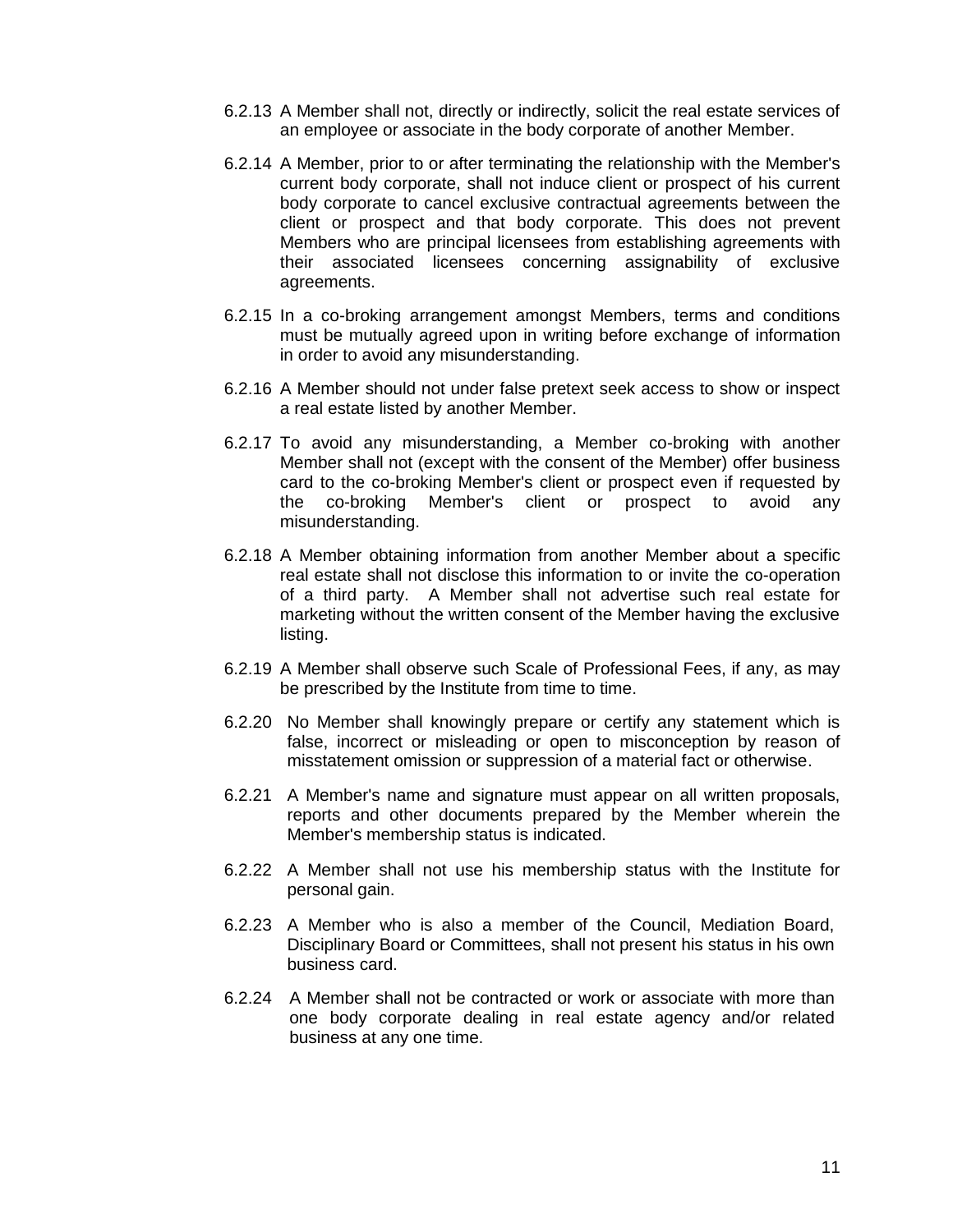6.2.13 A Member shall not, directly or indirectly, solicit the real estate services of an employee or associate in the body corporate of another Member.

6.2.14 A Member, prior to or after terminating the relationship with the Member's current body corporate, shall not induce client or prospect of his current body corporate to cancel exclusive contractual agreements between the client or prospect and that body corporate. This does not prevent Members who are principal licensees from establishing agreements with their associated licensees concerning assignability of exclusive agreements.

6.2.15 In a co-broking arrangement amongst Members, terms and conditions must be mutually agreed upon in writing before exchange of information in order to avoid any misunderstanding.

6.2.16 A Member should not under false pretext seek access to show or inspect a real estate listed by another Member.

6.2.17 To avoid any misunderstanding, a Member co-broking with another Member shall not (except with the consent of the Member) offer business card to the co-broking Member's client or prospect even if requested by the co-broking Member's client or prospect to avoid any misunderstanding.

6.2.18 A Member obtaining information from another Member about a specific real estate shall not disclose this information to or invite the co-operation of a third party. A Member shall not advertise such real estate for marketing without the written consent of the Member having the exclusive listing.

6.2.19 A Member shall observe such Scale of Professional Fees, if any, as may be prescribed by the Institute from time to time.

6.2.20 No Member shall knowingly prepare or certify any statement which is false, incorrect or misleading or open to misconception by reason of misstatement omission or suppression of a material fact or otherwise.

6.2.21 A Member's name and signature must appear on all written proposals, reports and other documents prepared by the Member wherein the Member's membership status is indicated.

6.2.22 A Member shall not use his membership status with the Institute for personal gain.

6.2.23 A Member who is also a member of the Council, Mediation Board, Disciplinary Board or Committees, shall not present his status in his own business card.

6.2.24 A Member shall not be contracted or work or associate with more than one body corporate dealing in real estate agency and/or related business at any one time.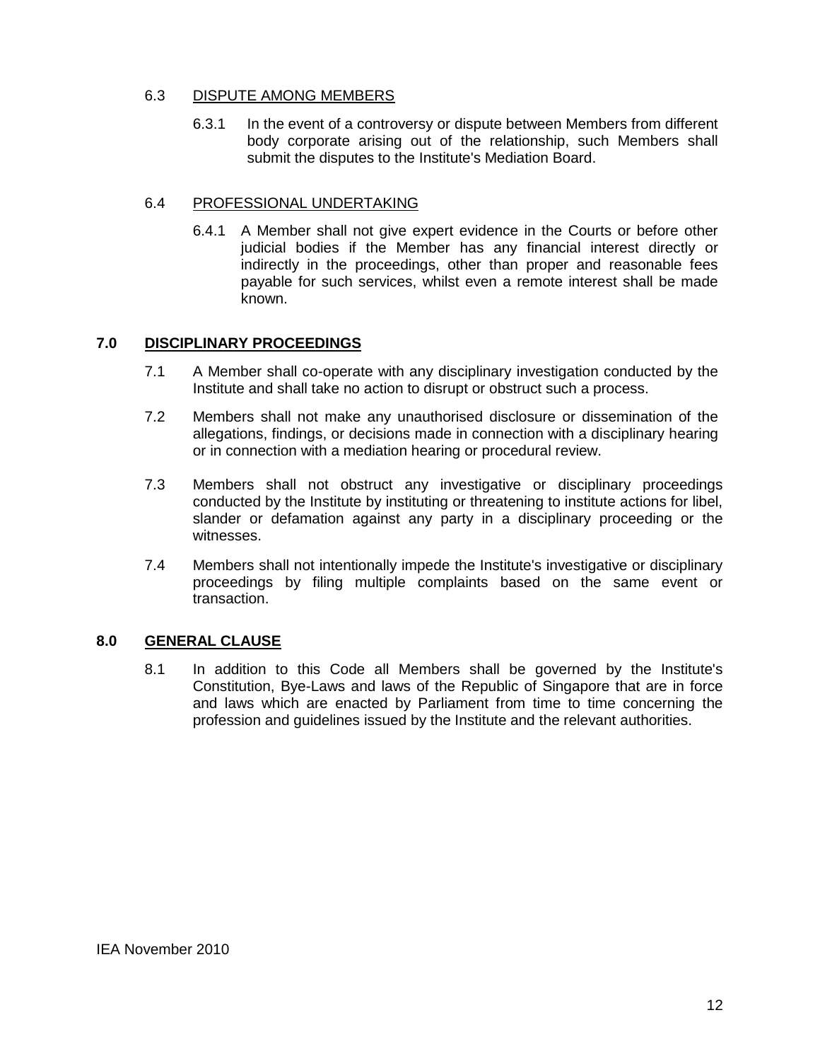### 6.3 DISPUTE AMONG MEMBERS

6.3.1 In the event of a controversy or dispute between Members from different body corporate arising out of the relationship, such Members shall submit the disputes to the Institute's Mediation Board.

### 6.4 PROFESSIONAL UNDERTAKING

6.4.1 A Member shall not give expert evidence in the Courts or before other judicial bodies if the Member has any financial interest directly or indirectly in the proceedings, other than proper and reasonable fees payable for such services, whilst even a remote interest shall be made known.

## 7.0 DISCIPLINARY PROCEEDINGS

7.1 A Member shall co-operate with any disciplinary investigation conducted by the Institute and shall take no action to disrupt or obstruct such a process.

7.2 Members shall not make any unauthorised disclosure or dissemination of the allegations, findings, or decisions made in connection with a disciplinary hearing or in connection with a mediation hearing or procedural review.

7.3 Members shall not obstruct any investigative or disciplinary proceedings conducted by the Institute by instituting or threatening to institute actions for libel, slander or defamation against any party in a disciplinary proceeding or the witnesses.

7.4 Members shall not intentionally impede the Institute's investigative or disciplinary proceedings by filing multiple complaints based on the same event or transaction.

## 8.0 GENERAL CLAUSE

8.1 In addition to this Code all Members shall be governed by the Institute's Constitution, Bye-Laws and laws of the Republic of Singapore that are in force and laws which are enacted by Parliament from time to time concerning the profession and guidelines issued by the Institute and the relevant authorities.

IEA November 2010